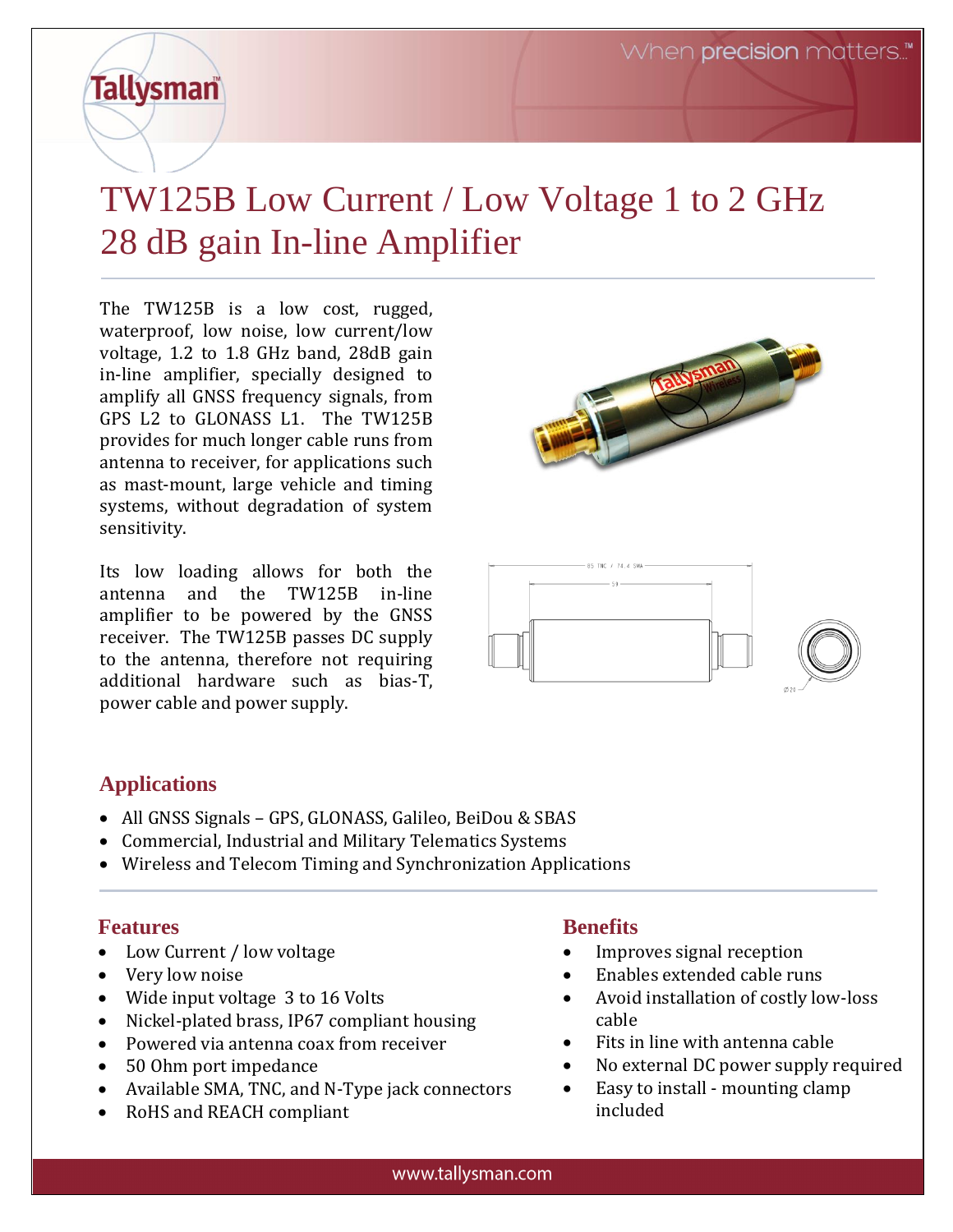Tallysman™

When precision matters.™

# TW125B Low Current / Low Voltage 1 to 2 GHz 28 dB gain In-line Amplifier

The TW125B is a low cost, rugged, waterproof, low noise, low current/low voltage, 1.2 to 1.8 GHz band, 28dB gain in-line amplifier, specially designed to amplify all GNSS frequency signals, from GPS L2 to GLONASS L1. The TW125B provides for much longer cable runs from antenna to receiver, for applications such as mast-mount, large vehicle and timing systems, without degradation of system sensitivity.

Its low loading allows for both the antenna and the TW125B in-line amplifier to be powered by the GNSS receiver. The TW125B passes DC supply to the antenna, therefore not requiring additional hardware such as bias-T, power cable and power supply.

## Applications

- All GNSS Signals – GPS, GLONASS, Galileo, BeiDou & SBAS
- Commercial, Industrial and Military Telematics Systems
- Wireless and Telecom Timing and Synchronization Applications

## Features

- Low Current / low voltage
- Very low noise
- Wide input voltage 3 to 16 Volts
- Nickel-plated brass, IP67 compliant housing
- Powered via antenna coax from receiver
- 50 Ohm port impedance
- Available SMA, TNC, and N-Type jack connectors
- RoHS and REACH compliant

## Benefits

- Improves signal reception
- Enables extended cable runs
- Avoid installation of costly low-loss cable
- Fits in line with antenna cable
- No external DC power supply required
- Easy to install - mounting clamp included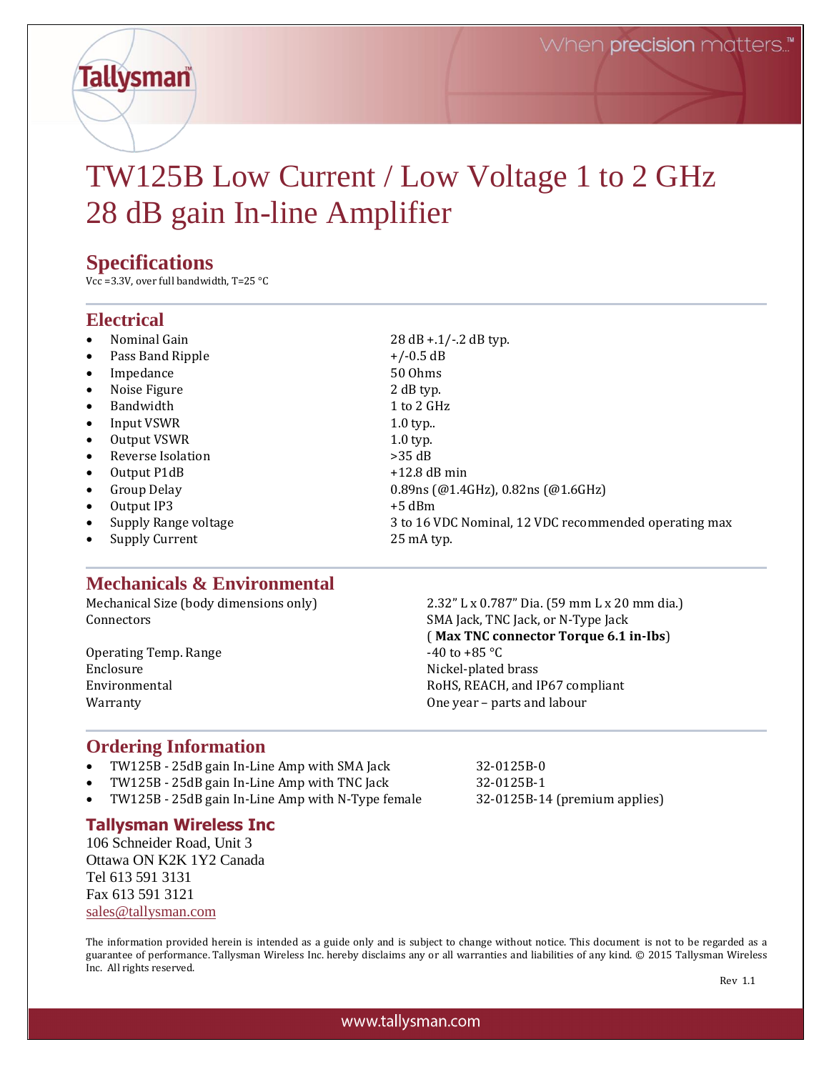Tallysman™

When precision matters.™

# TW125B Low Current / Low Voltage 1 to 2 GHz 28 dB gain In-line Amplifier

## Specifications

Vcc =3.3V, over full bandwidth, T=25 °C

### Electrical

| | |
|---|---|
| • Nominal Gain | 28 dB +.1/-.2 dB typ. |
| • Pass Band Ripple | +/-0.5 dB |
| • Impedance | 50 Ohms |
| • Noise Figure | 2 dB typ. |
| • Bandwidth | 1 to 2 GHz |
| • Input VSWR | 1.0 typ.. |
| • Output VSWR | 1.0 typ. |
| • Reverse Isolation | >35 dB |
| • Output P1dB | +12.8 dB min |
| • Group Delay | 0.89ns (@1.4GHz), 0.82ns (@1.6GHz) |
| • Output IP3 | +5 dBm |
| • Supply Range voltage | 3 to 16 VDC Nominal, 12 VDC recommended operating max |
| • Supply Current | 25 mA typ. |

### Mechanicals & Environmental

| | |
|---|---|
| Mechanical Size (body dimensions only) | 2.32" L x 0.787" Dia. (59 mm L x 20 mm dia.) |
| Connectors | SMA Jack, TNC Jack, or N-Type Jack ( **Max TNC connector Torque 6.1 in-lbs**) |
| Operating Temp. Range | -40 to +85 °C |
| Enclosure | Nickel-plated brass |
| Environmental | RoHS, REACH, and IP67 compliant |
| Warranty | One year – parts and labour |

### Ordering Information

| | |
|---|---|
| • TW125B - 25dB gain In-Line Amp with SMA Jack | 32-0125B-0 |
| • TW125B - 25dB gain In-Line Amp with TNC Jack | 32-0125B-1 |
| • TW125B - 25dB gain In-Line Amp with N-Type female | 32-0125B-14 (premium applies) |

**Tallysman Wireless Inc**

106 Schneider Road, Unit 3
Ottawa ON K2K 1Y2 Canada
Tel 613 591 3131
Fax 613 591 3121
sales@tallysman.com

The information provided herein is intended as a guide only and is subject to change without notice. This document is not to be regarded as a guarantee of performance. Tallysman Wireless Inc. hereby disclaims any or all warranties and liabilities of any kind. © 2015 Tallysman Wireless Inc. All rights reserved.

Rev 1.1

www.tallysman.com